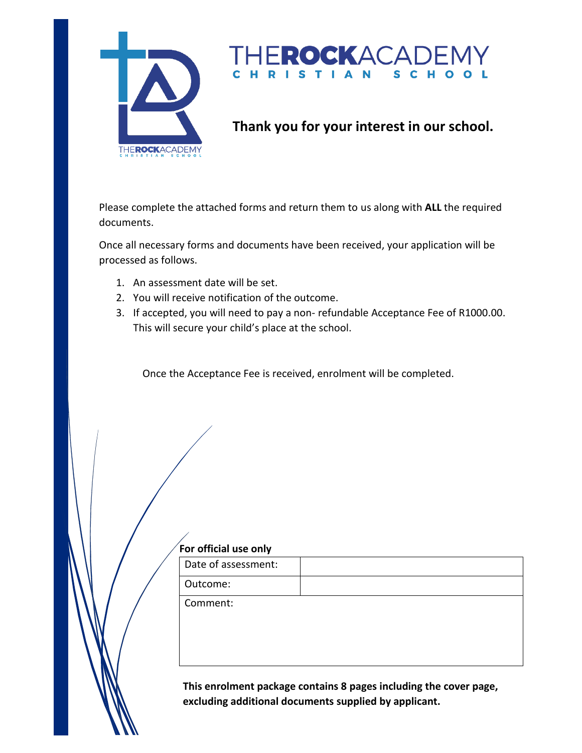# THEROCKACADEMY

CHRISTIAN SCHOOL

## Thank you for your interest in our school.

Please complete the attached forms and return them to us along with **ALL** the required documents.

Once all necessary forms and documents have been received, your application will be processed as follows.

1. An assessment date will be set.
2. You will receive notification of the outcome.
3. If accepted, you will need to pay a non- refundable Acceptance Fee of R1000.00. This will secure your child's place at the school.

Once the Acceptance Fee is received, enrolment will be completed.

**For official use only**

| Date of assessment: | |
|---|---|
| Outcome: | |
| Comment: | |

**This enrolment package contains 8 pages including the cover page, excluding additional documents supplied by applicant.**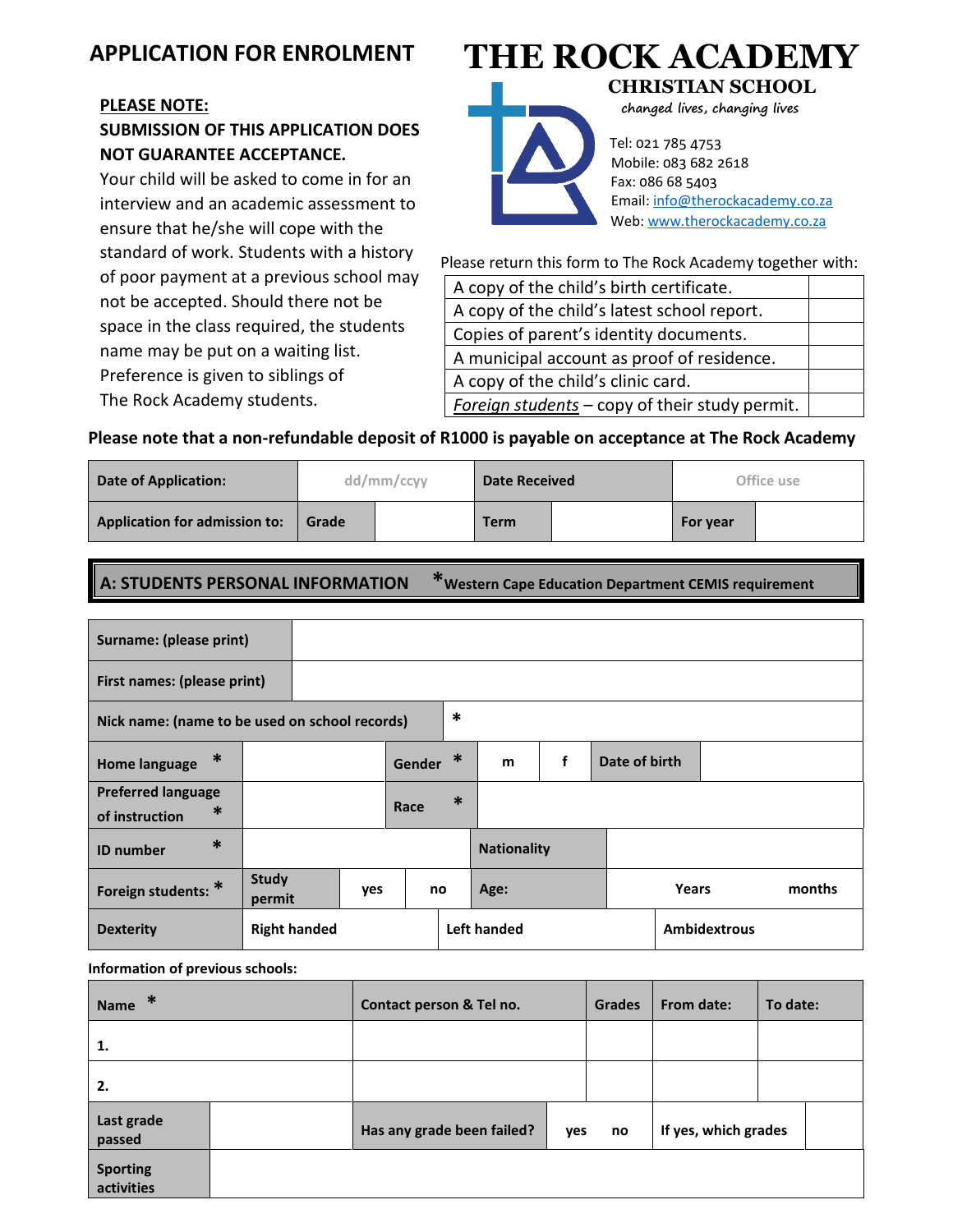# APPLICATION FOR ENROLMENT

**PLEASE NOTE:**

**SUBMISSION OF THIS APPLICATION DOES NOT GUARANTEE ACCEPTANCE.**

Your child will be asked to come in for an interview and an academic assessment to ensure that he/she will cope with the standard of work. Students with a history of poor payment at a previous school may not be accepted. Should there not be space in the class required, the students name may be put on a waiting list. Preference is given to siblings of The Rock Academy students.

# THE ROCK ACADEMY

## CHRISTIAN SCHOOL

*changed lives, changing lives*

Tel: 021 785 4753
Mobile: 083 682 2618
Fax: 086 68 5403
Email: info@therockacademy.co.za
Web: www.therockacademy.co.za

Please return this form to The Rock Academy together with:

| | |
|---|---|
| A copy of the child's birth certificate. | |
| A copy of the child's latest school report. | |
| Copies of parent's identity documents. | |
| A municipal account as proof of residence. | |
| A copy of the child's clinic card. | |
| *Foreign students* – copy of their study permit. | |

**Please note that a non-refundable deposit of R1000 is payable on acceptance at The Rock Academy**

| **Date of Application:** | dd/mm/ccyy | | **Date Received** | Office use | |
|---|---|---|---|---|---|
| **Application for admission to:** | **Grade** | | **Term** | **For year** | |

## A: STUDENTS PERSONAL INFORMATION *Western Cape Education Department CEMIS requirement

| | | | | | | | |
|---|---|---|---|---|---|---|---|
| **Surname: (please print)** | | | | | | | |
| **First names: (please print)** | | | | | | | |
| **Nick name: (name to be used on school records)** | * | | | | | | |
| **Home language** * | | **Gender** * | **m** | **f** | **Date of birth** | | |
| **Preferred language of instruction** * | | **Race** * | | | | | |
| **ID number** * | | | **Nationality** | | | | |
| **Foreign students:** * | **Study permit** | **yes** | **no** | **Age:** | **Years** | **months** | |
| **Dexterity** | **Right handed** | | **Left handed** | | **Ambidextrous** | | |

**Information of previous schools:**

| **Name** * | **Contact person & Tel no.** | **Grades** | **From date:** | **To date:** |
|---|---|---|---|---|
| **1.** | | | | |
| **2.** | | | | |

| | | | | | | |
|---|---|---|---|---|---|---|
| **Last grade passed** | | **Has any grade been failed?** | **yes** | **no** | **If yes, which grades** | |
| **Sporting activities** | | | | | | |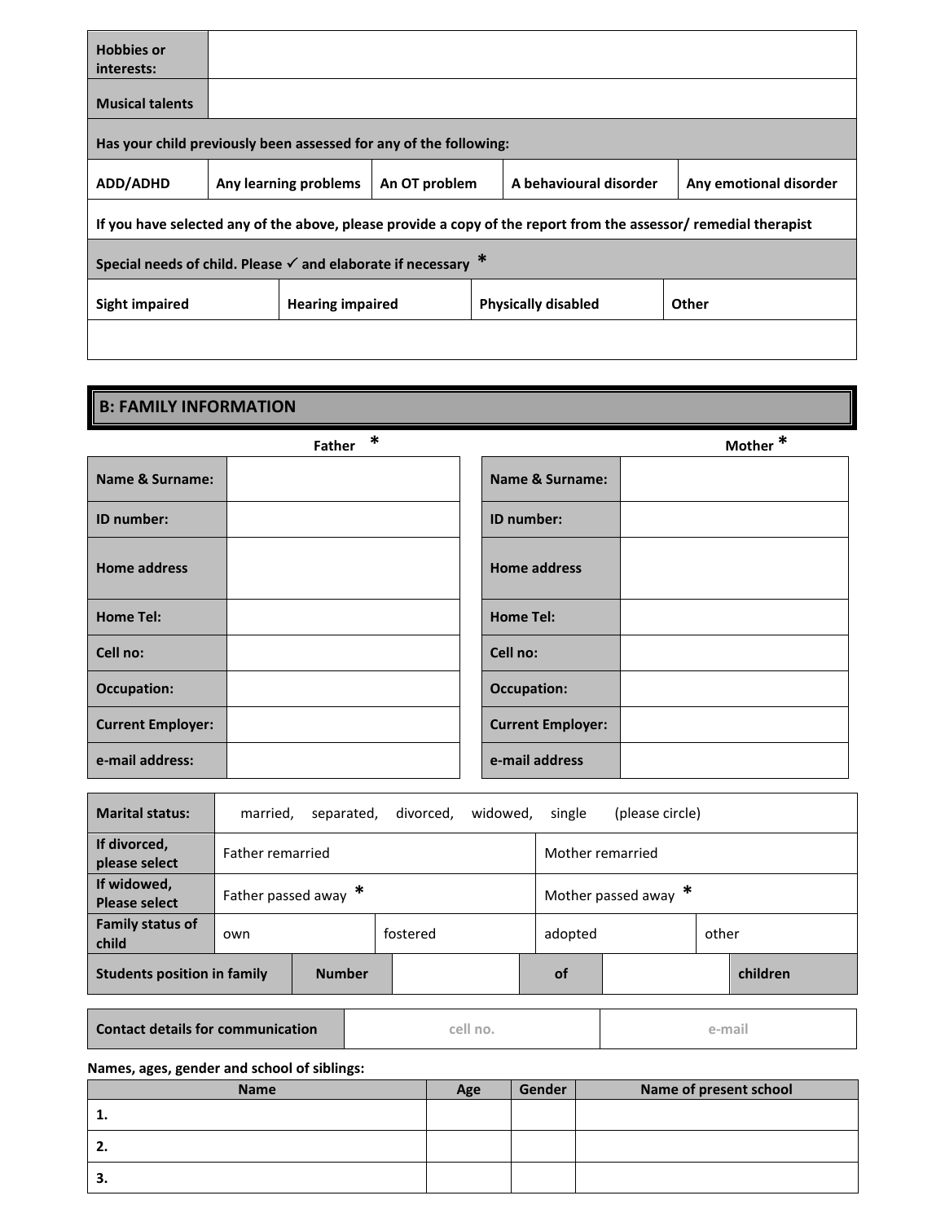| Hobbies or interests: | |
|---|---|
| Musical talents | |

| Has your child previously been assessed for any of the following: | | | | |
|---|---|---|---|---|
| ADD/ADHD | Any learning problems | An OT problem | A behavioural disorder | Any emotional disorder |
| If you have selected any of the above, please provide a copy of the report from the assessor/ remedial therapist | | | | |

| Special needs of child. Please ✓ and elaborate if necessary * | | | |
|---|---|---|---|
| Sight impaired | Hearing impaired | Physically disabled | Other |
| | | | |

## B: FAMILY INFORMATION

**Father** *

| Name & Surname: | |
|---|---|
| ID number: | |
| Home address | |
| Home Tel: | |
| Cell no: | |
| Occupation: | |
| Current Employer: | |
| e-mail address: | |

**Mother** *

| Name & Surname: | |
|---|---|
| ID number: | |
| Home address | |
| Home Tel: | |
| Cell no: | |
| Occupation: | |
| Current Employer: | |
| e-mail address | |

| Marital status: | married, separated, divorced, widowed, single (please circle) | | | | |
|---|---|---|---|---|---|
| If divorced, please select | Father remarried | | Mother remarried | | |
| If widowed, Please select | Father passed away * | | Mother passed away * | | |
| Family status of child | own | fostered | adopted | other | |
| Students position in family | Number | | of | | children |

| Contact details for communication | cell no. | e-mail |
|---|---|---|

**Names, ages, gender and school of siblings:**

| Name | Age | Gender | Name of present school |
|---|---|---|---|
| 1. | | | |
| 2. | | | |
| 3. | | | |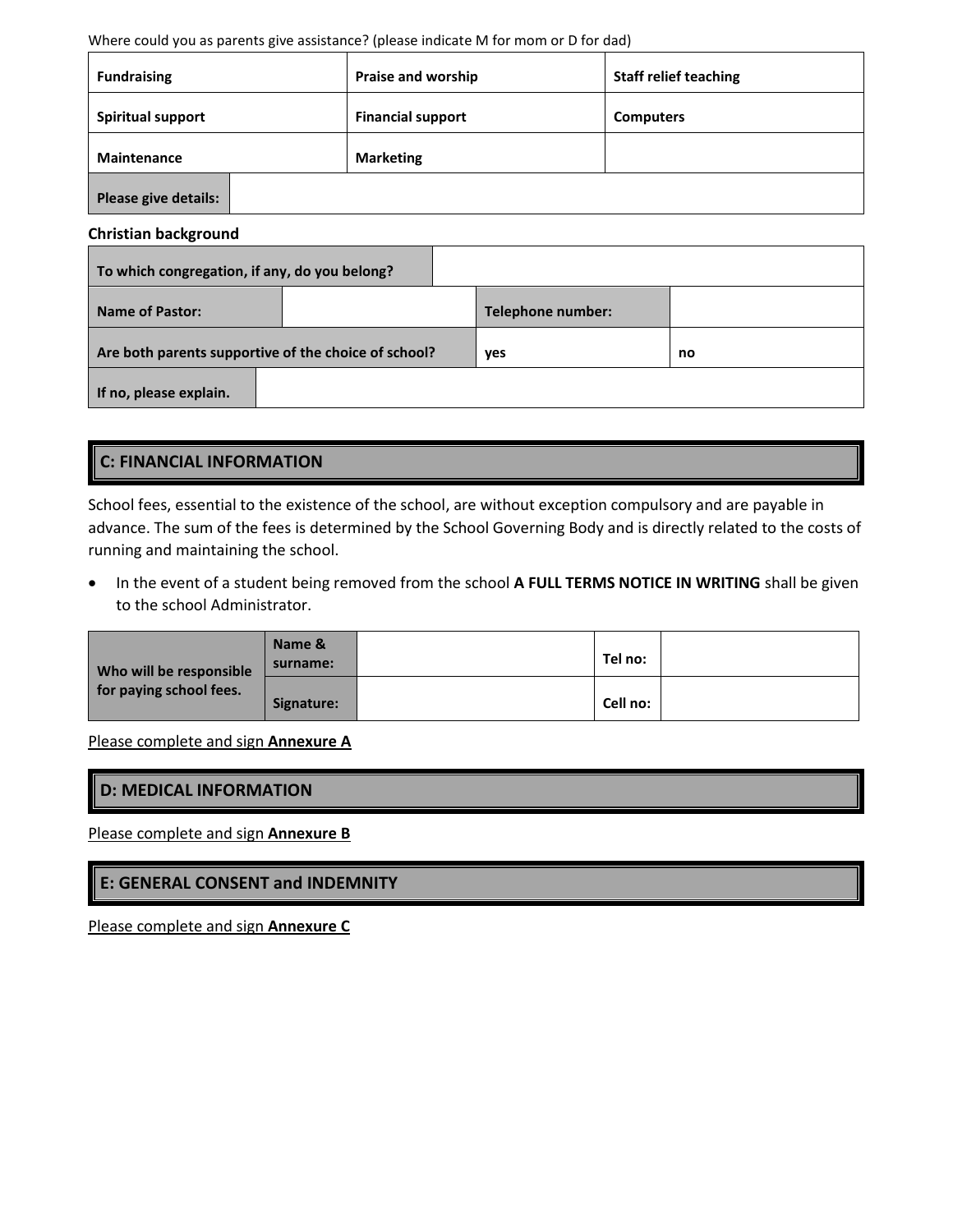Where could you as parents give assistance? (please indicate M for mom or D for dad)

| **Fundraising** | **Praise and worship** | **Staff relief teaching** |
|---|---|---|
| **Spiritual support** | **Financial support** | **Computers** |
| **Maintenance** | **Marketing** | |
| **Please give details:** | | |

**Christian background**

| **To which congregation, if any, do you belong?** | | | |
|---|---|---|---|
| **Name of Pastor:** | | **Telephone number:** | |
| **Are both parents supportive of the choice of school?** | | **yes** | **no** |
| **If no, please explain.** | | | |

## C: FINANCIAL INFORMATION

School fees, essential to the existence of the school, are without exception compulsory and are payable in advance. The sum of the fees is determined by the School Governing Body and is directly related to the costs of running and maintaining the school.

- In the event of a student being removed from the school **A FULL TERMS NOTICE IN WRITING** shall be given to the school Administrator.

| **Who will be responsible for paying school fees.** | **Name & surname:** | | **Tel no:** | |
|---|---|---|---|---|
| | **Signature:** | | **Cell no:** | |

Please complete and sign **Annexure A**

## D: MEDICAL INFORMATION

Please complete and sign **Annexure B**

## E: GENERAL CONSENT and INDEMNITY

Please complete and sign **Annexure C**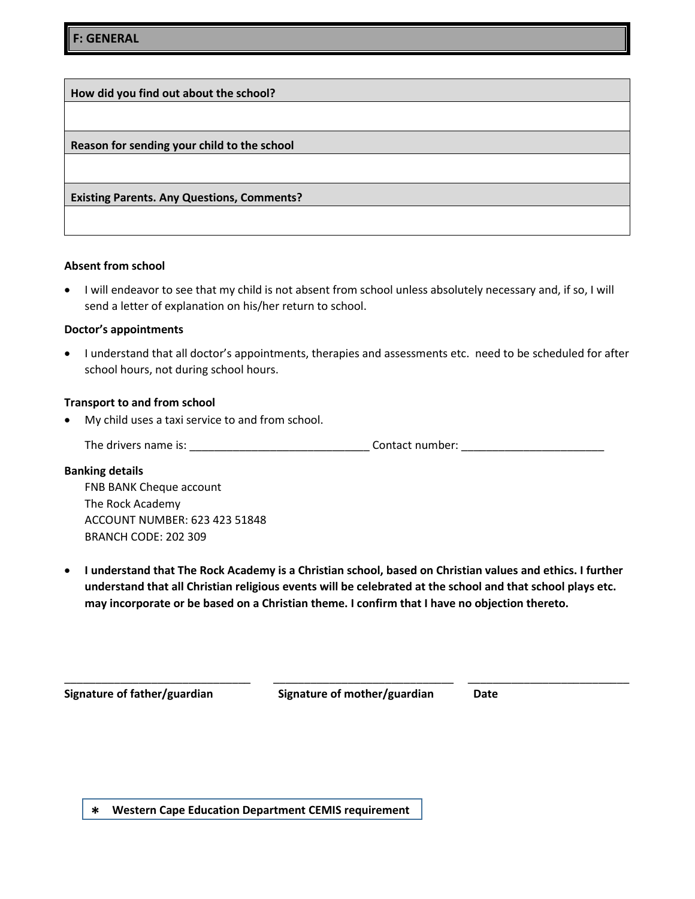## F: GENERAL

| How did you find out about the school? |
| --- |
| |
| **Reason for sending your child to the school** |
| |
| **Existing Parents. Any Questions, Comments?** |
| |

**Absent from school**

- I will endeavor to see that my child is not absent from school unless absolutely necessary and, if so, I will send a letter of explanation on his/her return to school.

**Doctor's appointments**

- I understand that all doctor's appointments, therapies and assessments etc.  need to be scheduled for after school hours, not during school hours.

**Transport to and from school**

- My child uses a taxi service to and from school.

  The drivers name is: _____________________________ Contact number: _______________________

**Banking details**

FNB BANK Cheque account
The Rock Academy
ACCOUNT NUMBER: 623 423 51848
BRANCH CODE: 202 309

- **I understand that The Rock Academy is a Christian school, based on Christian values and ethics. I further understand that all Christian religious events will be celebrated at the school and that school plays etc. may incorporate or be based on a Christian theme. I confirm that I have no objection thereto.**

_______________________________ _______________________________ ___________________________

**Signature of father/guardian** **Signature of mother/guardian** **Date**

∗ **Western Cape Education Department CEMIS requirement**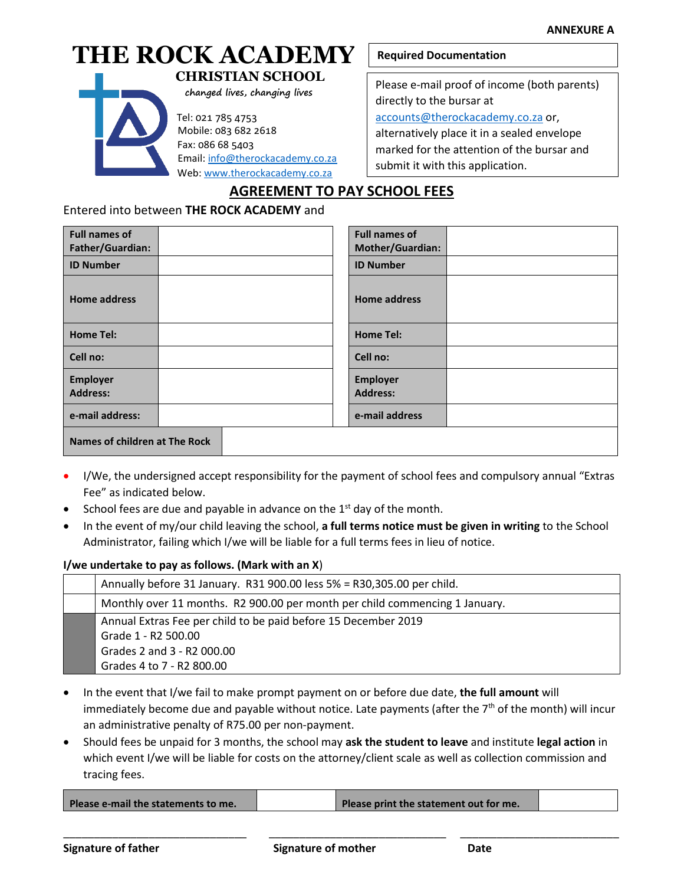ANNEXURE A

# THE ROCK ACADEMY

**CHRISTIAN SCHOOL**

*changed lives, changing lives*

Tel: 021 785 4753
Mobile: 083 682 2618
Fax: 086 68 5403
Email: info@therockacademy.co.za
Web: www.therockacademy.co.za

| **Required Documentation** |
|---|
| Please e-mail proof of income (both parents) directly to the bursar at accounts@therockacademy.co.za or, alternatively place it in a sealed envelope marked for the attention of the bursar and submit it with this application. |

## AGREEMENT TO PAY SCHOOL FEES

Entered into between **THE ROCK ACADEMY** and

| **Full names of Father/Guardian:** | | **Full names of Mother/Guardian:** | |
|---|---|---|---|
| **ID Number** | | **ID Number** | |
| **Home address** | | **Home address** | |
| **Home Tel:** | | **Home Tel:** | |
| **Cell no:** | | **Cell no:** | |
| **Employer Address:** | | **Employer Address:** | |
| **e-mail address:** | | **e-mail address** | |

| **Names of children at The Rock** | |
|---|---|

- I/We, the undersigned accept responsibility for the payment of school fees and compulsory annual "Extras Fee" as indicated below.
- School fees are due and payable in advance on the 1st day of the month.
- In the event of my/our child leaving the school, **a full terms notice must be given in writing** to the School Administrator, failing which I/we will be liable for a full terms fees in lieu of notice.

**I/we undertake to pay as follows. (Mark with an X**)

| | |
|---|---|
| | Annually before 31 January. R31 900.00 less 5% = R30,305.00 per child. |
| | Monthly over 11 months. R2 900.00 per month per child commencing 1 January. |
| | Annual Extras Fee per child to be paid before 15 December 2019<br>Grade 1 - R2 500.00<br>Grades 2 and 3 - R2 000.00<br>Grades 4 to 7 - R2 800.00 |

- In the event that I/we fail to make prompt payment on or before due date, **the full amount** will immediately become due and payable without notice. Late payments (after the 7th of the month) will incur an administrative penalty of R75.00 per non-payment.
- Should fees be unpaid for 3 months, the school may **ask the student to leave** and institute **legal action** in which event I/we will be liable for costs on the attorney/client scale as well as collection commission and tracing fees.

| **Please e-mail the statements to me.** | | **Please print the statement out for me.** | |
|---|---|---|---|

\_\_\_\_\_\_\_\_\_\_\_\_\_\_\_\_\_\_\_\_\_\_\_\_\_\_\_\_ **Signature of father**

\_\_\_\_\_\_\_\_\_\_\_\_\_\_\_\_\_\_\_\_\_\_\_\_\_\_\_\_ **Signature of mother**

\_\_\_\_\_\_\_\_\_\_\_\_\_\_\_\_\_\_\_\_\_\_\_\_\_\_\_\_ **Date**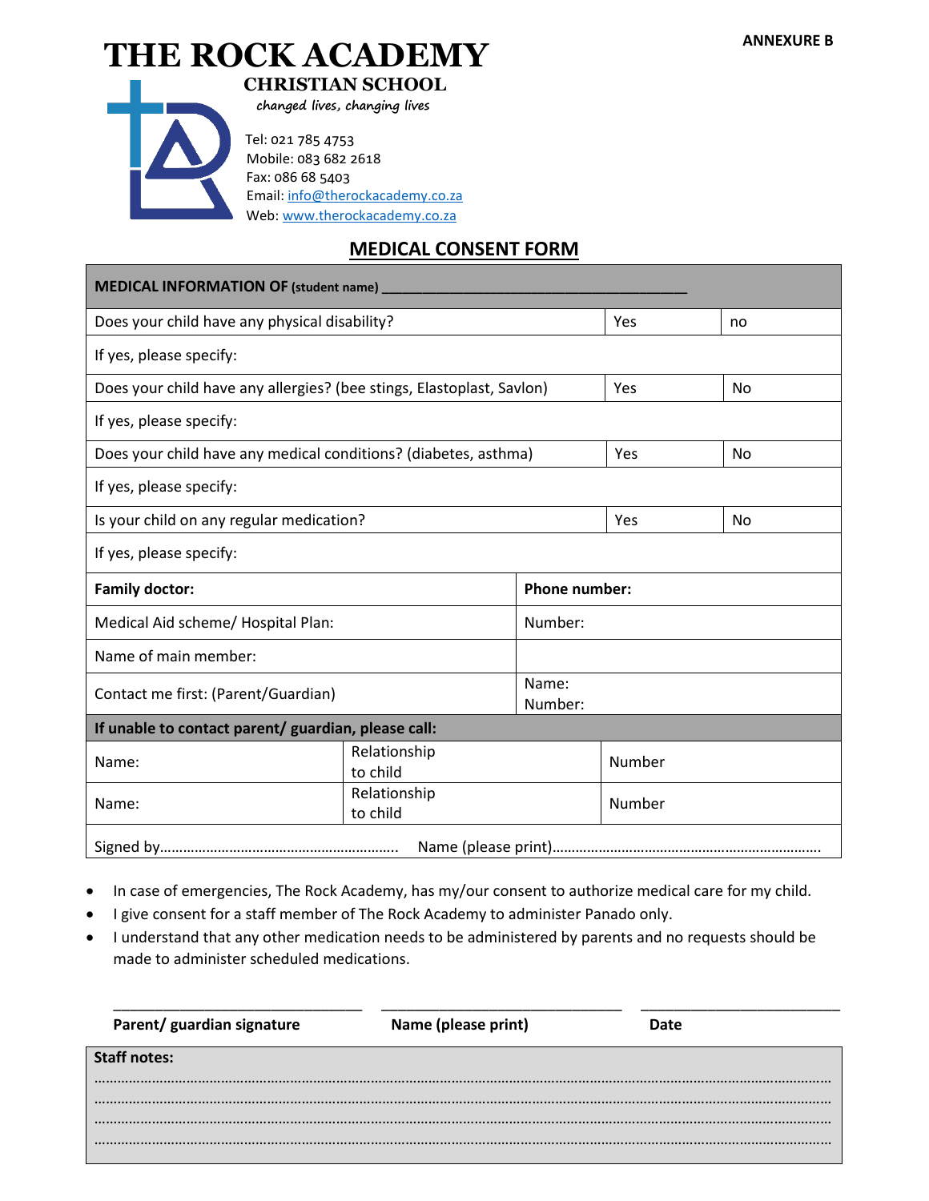ANNEXURE B

# THE ROCK ACADEMY

## CHRISTIAN SCHOOL

*changed lives, changing lives*

Tel: 021 785 4753
Mobile: 083 682 2618
Fax: 086 68 5403
Email: info@therockacademy.co.za
Web: www.therockacademy.co.za

## MEDICAL CONSENT FORM

| **MEDICAL INFORMATION OF** (student name) ______________________________________ | | | |
|---|---|---|---|
| Does your child have any physical disability? | | Yes | no |
| If yes, please specify: | | | |
| Does your child have any allergies? (bee stings, Elastoplast, Savlon) | | Yes | No |
| If yes, please specify: | | | |
| Does your child have any medical conditions? (diabetes, asthma) | | Yes | No |
| If yes, please specify: | | | |
| Is your child on any regular medication? | | Yes | No |
| If yes, please specify: | | | |
| **Family doctor:** | **Phone number:** | | |
| Medical Aid scheme/ Hospital Plan: | Number: | | |
| Name of main member: | | | |
| Contact me first: (Parent/Guardian) | Name:<br>Number: | | |
| **If unable to contact parent/ guardian, please call:** | | | |
| Name: | Relationship to child | Number | |
| Name: | Relationship to child | Number | |
| Signed by………………………………………………….. | Name (please print)……………………………………………………………. | | |

- In case of emergencies, The Rock Academy, has my/our consent to authorize medical care for my child.
- I give consent for a staff member of The Rock Academy to administer Panado only.
- I understand that any other medication needs to be administered by parents and no requests should be made to administer scheduled medications.

| ______________________________ | ______________________________ | ________________________ |
|---|---|---|
| **Parent/ guardian signature** | **Name (please print)** | **Date** |

**Staff notes:**

……………………………………………………………………………………………………………………………………………
……………………………………………………………………………………………………………………………………………
……………………………………………………………………………………………………………………………………………
……………………………………………………………………………………………………………………………………………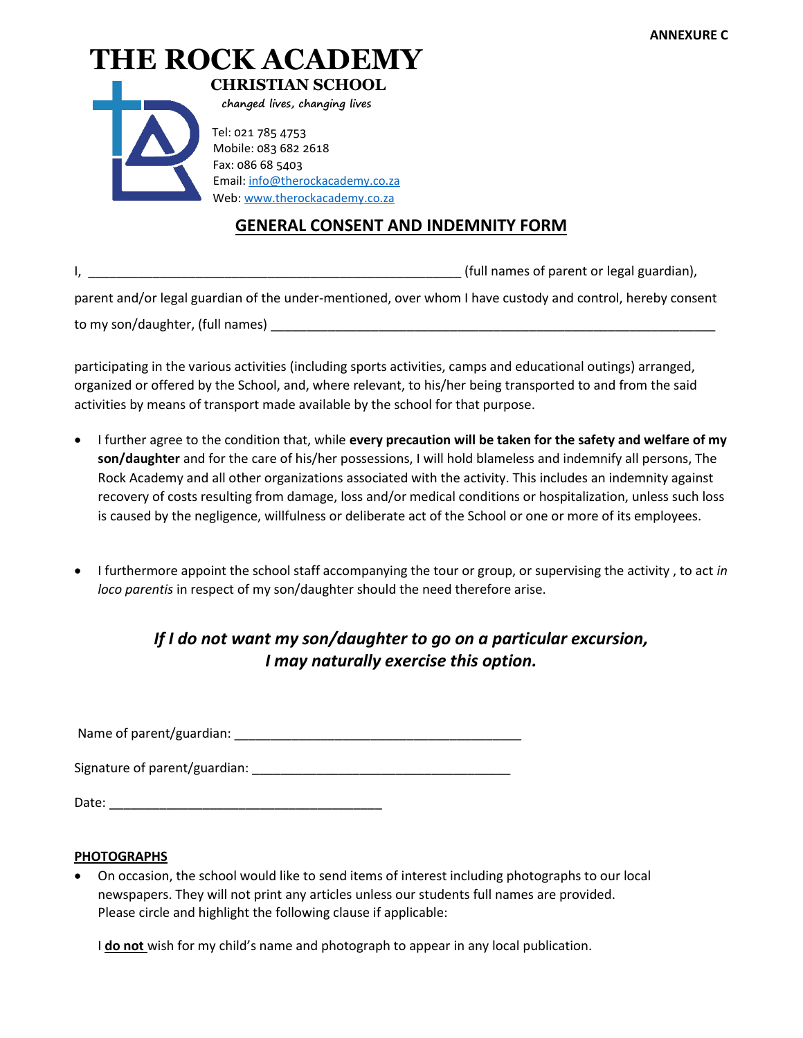**ANNEXURE C**

# THE ROCK ACADEMY

**CHRISTIAN SCHOOL**

changed lives, changing lives

Tel: 021 785 4753
Mobile: 083 682 2618
Fax: 086 68 5403
Email: info@therockacademy.co.za
Web: www.therockacademy.co.za

## GENERAL CONSENT AND INDEMNITY FORM

I, _____________________________________________________ (full names of parent or legal guardian), parent and/or legal guardian of the under-mentioned, over whom I have custody and control, hereby consent to my son/daughter, (full names) _________________________________________________________________

participating in the various activities (including sports activities, camps and educational outings) arranged, organized or offered by the School, and, where relevant, to his/her being transported to and from the said activities by means of transport made available by the school for that purpose.

- I further agree to the condition that, while **every precaution will be taken for the safety and welfare of my son/daughter** and for the care of his/her possessions, I will hold blameless and indemnify all persons, The Rock Academy and all other organizations associated with the activity. This includes an indemnity against recovery of costs resulting from damage, loss and/or medical conditions or hospitalization, unless such loss is caused by the negligence, willfulness or deliberate act of the School or one or more of its employees.

- I furthermore appoint the school staff accompanying the tour or group, or supervising the activity , to act *in loco parentis* in respect of my son/daughter should the need therefore arise.

***If I do not want my son/daughter to go on a particular excursion, I may naturally exercise this option.***

Name of parent/guardian: _________________________________________

Signature of parent/guardian: ____________________________________

Date: ______________________________________

**PHOTOGRAPHS**

- On occasion, the school would like to send items of interest including photographs to our local newspapers. They will not print any articles unless our students full names are provided.
  Please circle and highlight the following clause if applicable:

  I **do not** wish for my child's name and photograph to appear in any local publication.